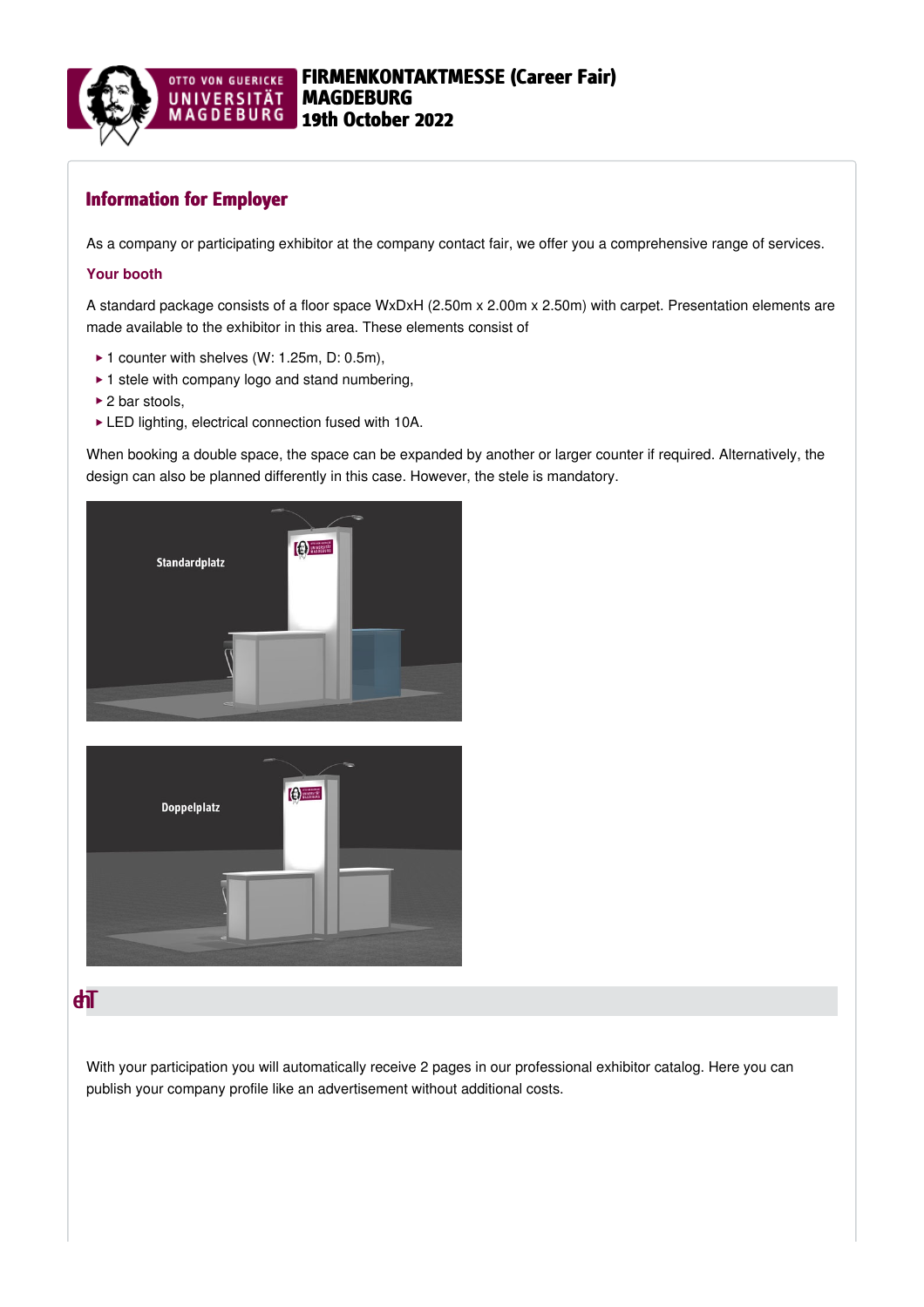# FIRMENKONTAKTMESSE (Career Fair) MAGDEBURG 19th October 2022

## Information for Employer

As a company or participating exhibitor at the company contact fair, we offer you a comprehensive range of services.

### Your booth

A standard package consists of a floor space WxDxH (2.50m x 2.00m x 2.50m) with carpet. Presentation elements are made available to the exhibitor in this area. These elements consist of

- 1 counter with shelves (W: 1.25m, D: 0.5m),
- 1 stele with company logo and stand numbering,
- 2 bar stools,
- LED lighting, electrical connection fused with 10A.

When booking a double space, the space can be expanded by another or larger counter if required. Alternatively, the design can also be planned differently in this case. However, the stele is mandatory.

Standardplatz

Doppelplatz

With your participation you will automatically receive 2 pages in our professional exhibitor catalog. Here you can publish your company profile like an advertisement without additional costs.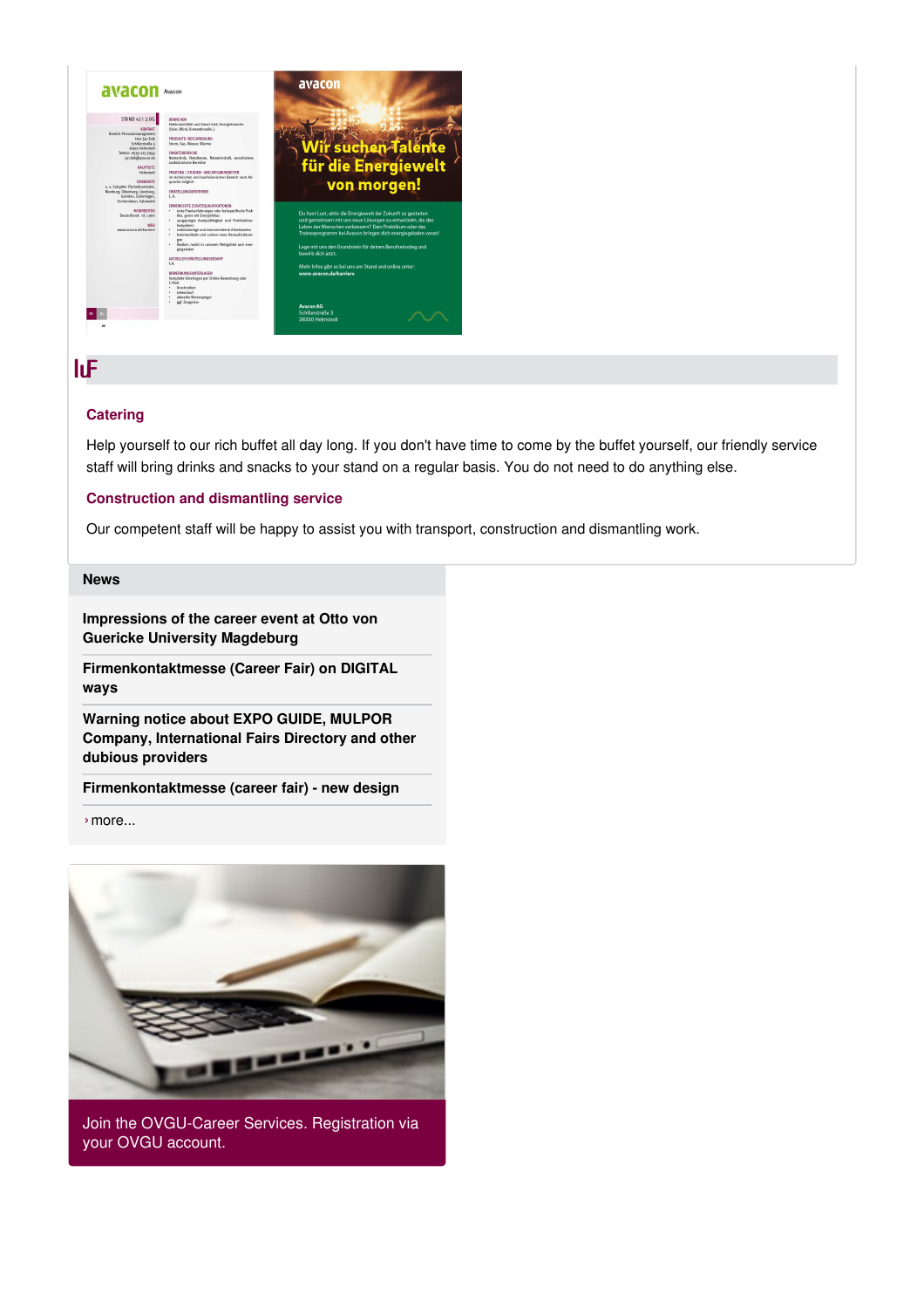## Catering

Help yourself to our rich buffet all day long. If you don't have time to come by the buffet yourself, our friendly service staff will bring drinks and snacks to your stand on a regular basis. You do not need to do anything else.

## Construction and dismantling service

Our competent staff will be happy to assist you with transport, construction and dismantling work.

## News

**Impressions of the career event at Otto von Guericke University Magdeburg**

**Firmenkontaktmesse (Career Fair) on DIGITAL ways**

**Warning notice about EXPO GUIDE, MULPOR Company, International Fairs Directory and other dubious providers**

**Firmenkontaktmesse (career fair) - new design**

› more...

Join the OVGU-Career Services. Registration via your OVGU account.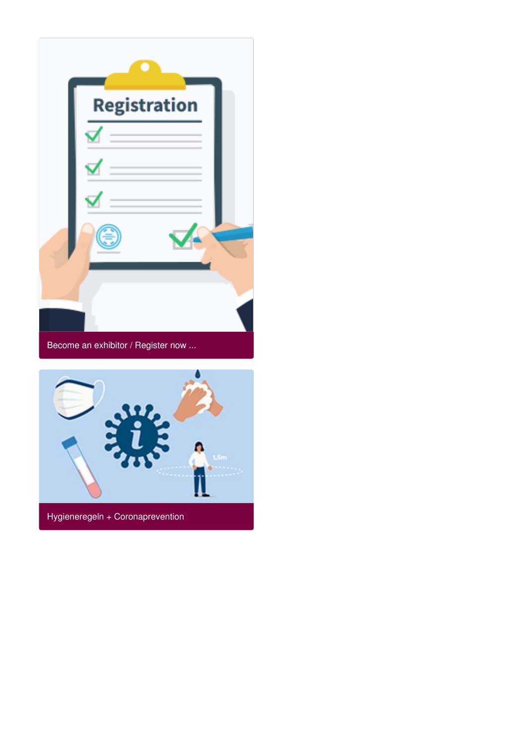Become an exhibitor / Register now ...

Hygieneregeln + Coronaprevention